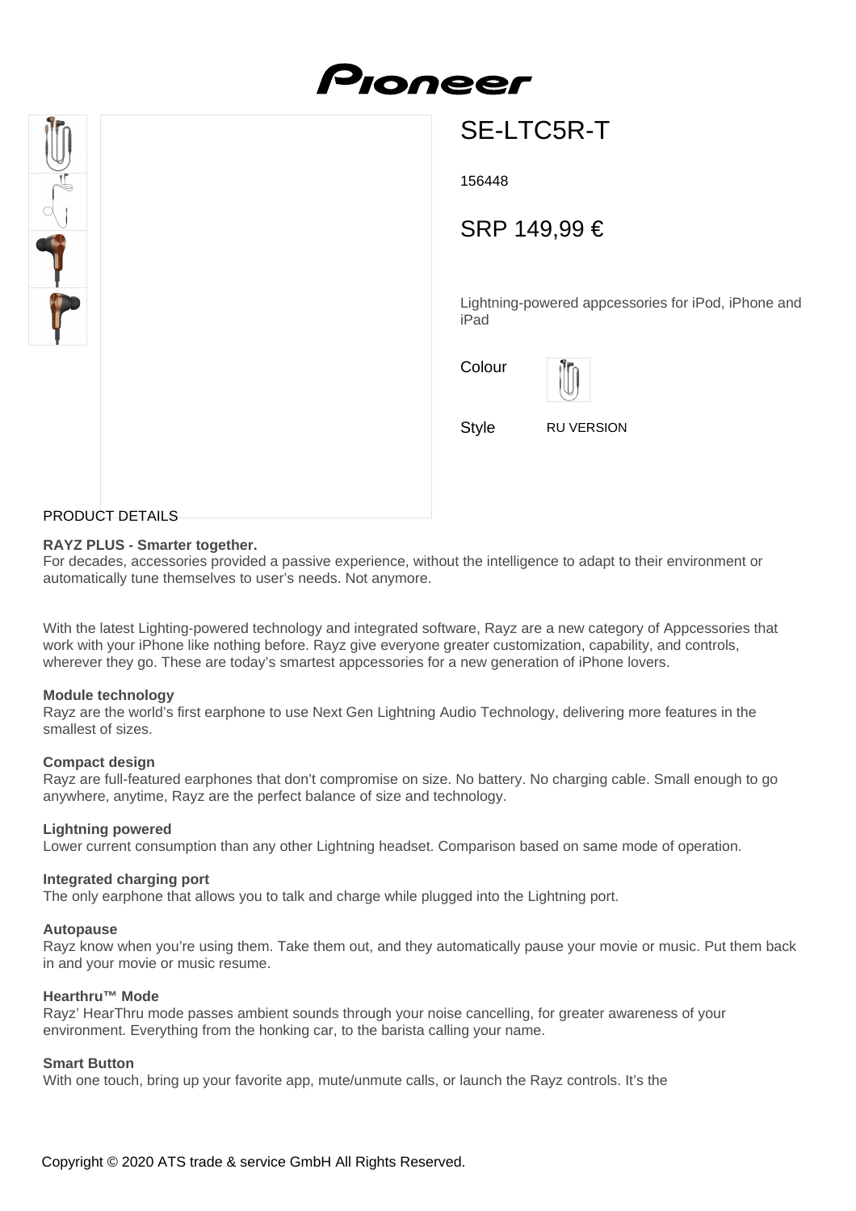Pioneer

# SE-LTC5R-T

156448

SRP 149,99 €

Lightning-powered appcessories for iPod, iPhone and iPad

Colour

Style RU VERSION

## PRODUCT DETAILS

**RAYZ PLUS - Smarter together.**
For decades, accessories provided a passive experience, without the intelligence to adapt to their environment or automatically tune themselves to user's needs. Not anymore.

With the latest Lighting-powered technology and integrated software, Rayz are a new category of Appcessories that work with your iPhone like nothing before. Rayz give everyone greater customization, capability, and controls, wherever they go. These are today's smartest appcessories for a new generation of iPhone lovers.

**Module technology**
Rayz are the world's first earphone to use Next Gen Lightning Audio Technology, delivering more features in the smallest of sizes.

**Compact design**
Rayz are full-featured earphones that don't compromise on size. No battery. No charging cable. Small enough to go anywhere, anytime, Rayz are the perfect balance of size and technology.

**Lightning powered**
Lower current consumption than any other Lightning headset. Comparison based on same mode of operation.

**Integrated charging port**
The only earphone that allows you to talk and charge while plugged into the Lightning port.

**Autopause**
Rayz know when you're using them. Take them out, and they automatically pause your movie or music. Put them back in and your movie or music resume.

**Hearthru™ Mode**
Rayz' HearThru mode passes ambient sounds through your noise cancelling, for greater awareness of your environment. Everything from the honking car, to the barista calling your name.

**Smart Button**
With one touch, bring up your favorite app, mute/unmute calls, or launch the Rayz controls. It's the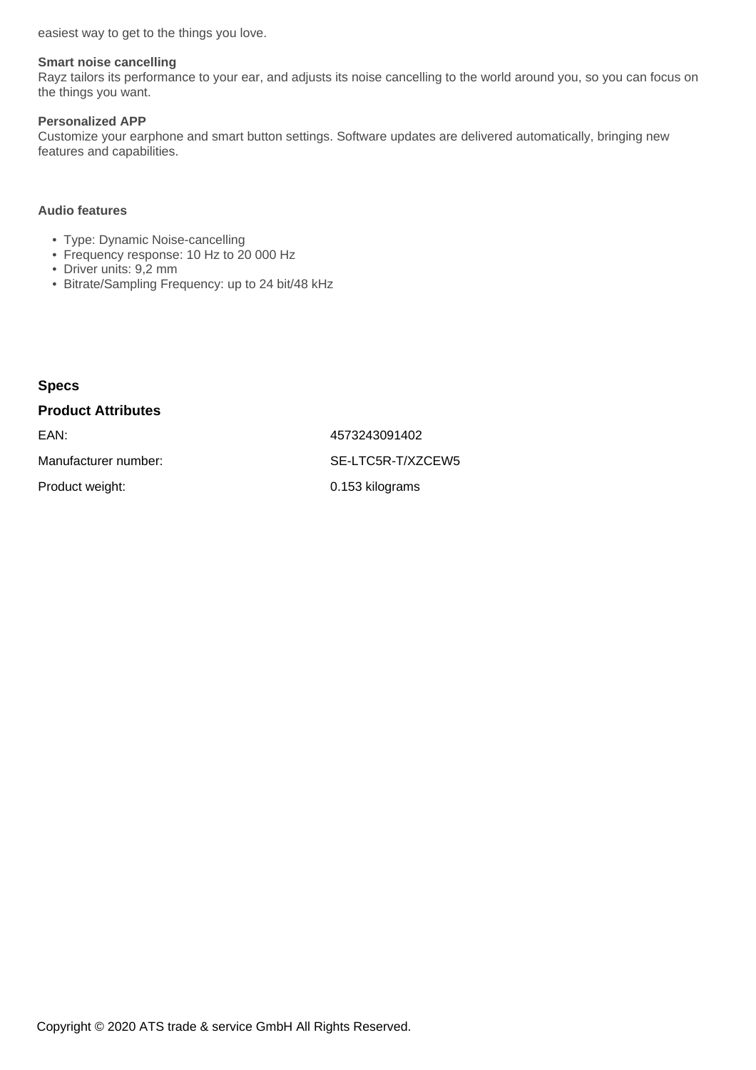easiest way to get to the things you love.

**Smart noise cancelling**
Rayz tailors its performance to your ear, and adjusts its noise cancelling to the world around you, so you can focus on the things you want.

**Personalized APP**
Customize your earphone and smart button settings. Software updates are delivered automatically, bringing new features and capabilities.

**Audio features**

- Type: Dynamic Noise-cancelling
- Frequency response: 10 Hz to 20 000 Hz
- Driver units: 9,2 mm
- Bitrate/Sampling Frequency: up to 24 bit/48 kHz

## Specs

### Product Attributes

| | |
|---|---|
| EAN: | 4573243091402 |
| Manufacturer number: | SE-LTC5R-T/XZCEW5 |
| Product weight: | 0.153 kilograms |

Copyright © 2020 ATS trade & service GmbH All Rights Reserved.